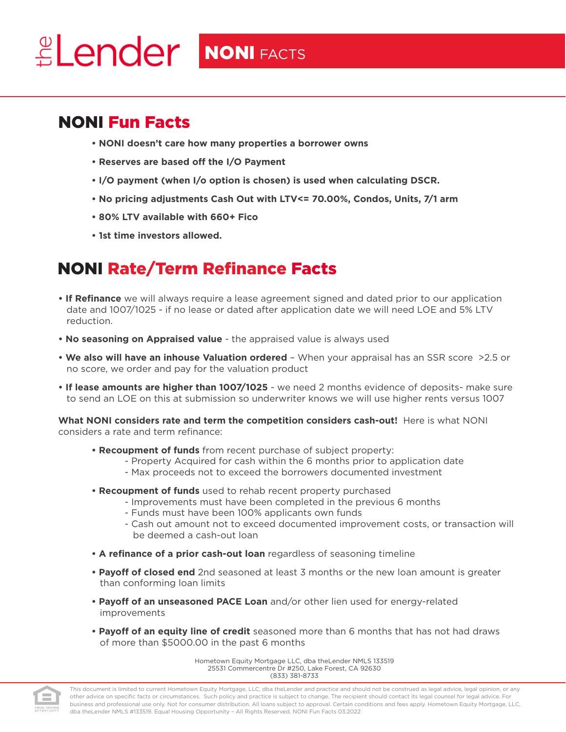# theLender NONI FACTS

## NONI Fun Facts

- **NONI doesn't care how many properties a borrower owns**
- **Reserves are based off the I/O Payment**
- **I/O payment (when I/o option is chosen) is used when calculating DSCR.**
- **No pricing adjustments Cash Out with LTV<= 70.00%, Condos, Units, 7/1 arm**
- **80% LTV available with 660+ Fico**
- **1st time investors allowed.**

## NONI Rate/Term Refinance Facts

- **If Refinance** we will always require a lease agreement signed and dated prior to our application date and 1007/1025 - if no lease or dated after application date we will need LOE and 5% LTV reduction.
- **No seasoning on Appraised value** - the appraised value is always used
- **We also will have an inhouse Valuation ordered** – When your appraisal has an SSR score >2.5 or no score, we order and pay for the valuation product
- **If lease amounts are higher than 1007/1025** - we need 2 months evidence of deposits- make sure to send an LOE on this at submission so underwriter knows we will use higher rents versus 1007

**What NONI considers rate and term the competition considers cash-out!** Here is what NONI considers a rate and term refinance:

- **Recoupment of funds** from recent purchase of subject property:
  - Property Acquired for cash within the 6 months prior to application date
  - Max proceeds not to exceed the borrowers documented investment
- **Recoupment of funds** used to rehab recent property purchased
  - Improvements must have been completed in the previous 6 months
  - Funds must have been 100% applicants own funds
  - Cash out amount not to exceed documented improvement costs, or transaction will be deemed a cash-out loan
- **A refinance of a prior cash-out loan** regardless of seasoning timeline
- **Payoff of closed end** 2nd seasoned at least 3 months or the new loan amount is greater than conforming loan limits
- **Payoff of an unseasoned PACE Loan** and/or other lien used for energy-related improvements
- **Payoff of an equity line of credit** seasoned more than 6 months that has not had draws of more than $5000.00 in the past 6 months

Hometown Equity Mortgage LLC, dba theLender NMLS 133519
25531 Commercentre Dr #250, Lake Forest, CA 92630
(833) 381-8733

This document is limited to current Hometown Equity Mortgage, LLC, dba theLender and practice and should not be construed as legal advice, legal opinion, or any other advice on specific facts or circumstances. Such policy and practice is subject to change. The recipient should contact its legal counsel for legal advice. For business and professional use only. Not for consumer distribution. All loans subject to approval. Certain conditions and fees apply. Hometown Equity Mortgage, LLC, dba theLender NMLS #133519. Equal Housing Opportunity – All Rights Reserved. NONI Fun Facts 03.2022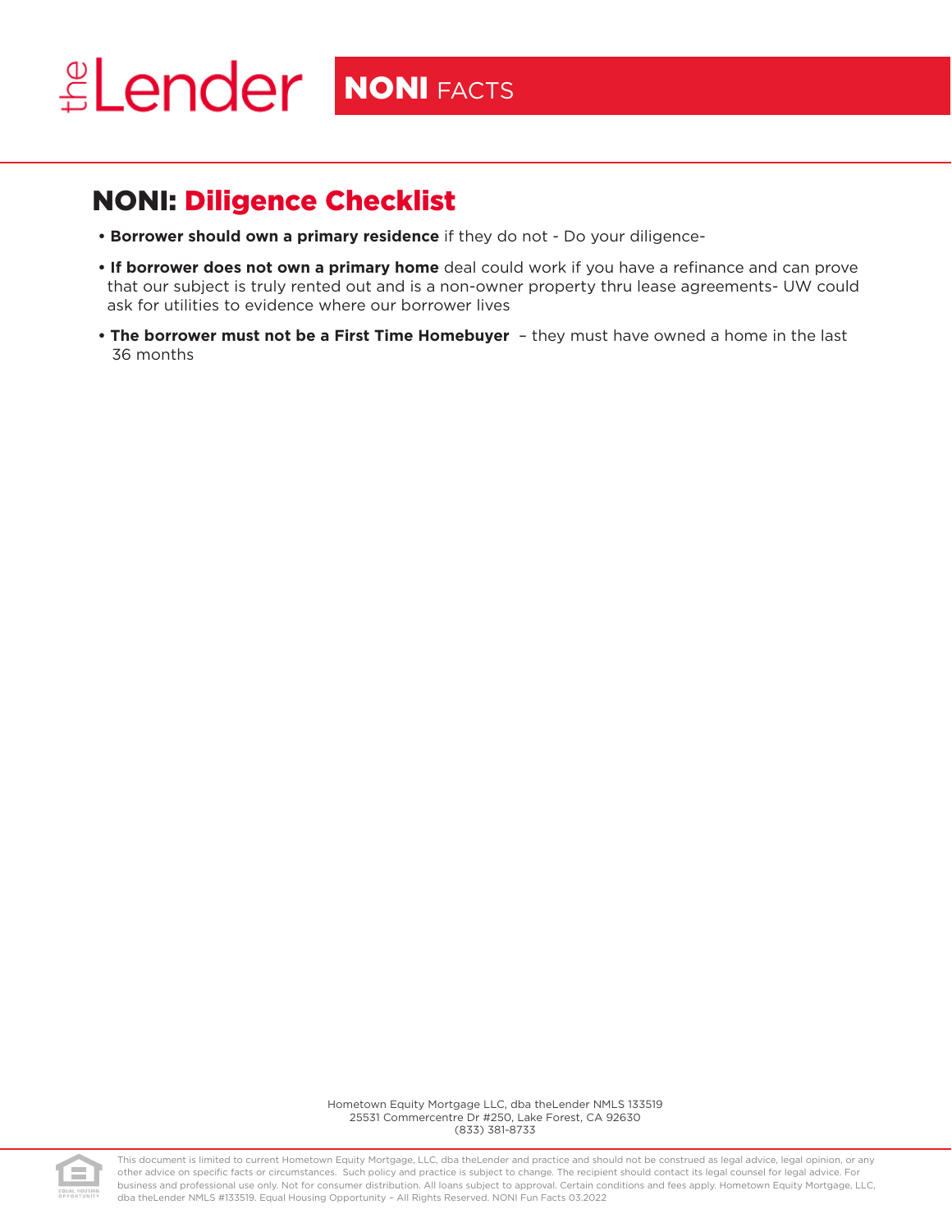## NONI: Diligence Checklist

- **Borrower should own a primary residence** if they do not - Do your diligence-
- **If borrower does not own a primary home** deal could work if you have a refinance and can prove that our subject is truly rented out and is a non-owner property thru lease agreements- UW could ask for utilities to evidence where our borrower lives
- **The borrower must not be a First Time Homebuyer** – they must have owned a home in the last 36 months

Hometown Equity Mortgage LLC, dba theLender NMLS 133519
25531 Commercentre Dr #250, Lake Forest, CA 92630
(833) 381-8733

This document is limited to current Hometown Equity Mortgage, LLC, dba theLender and practice and should not be construed as legal advice, legal opinion, or any other advice on specific facts or circumstances. Such policy and practice is subject to change. The recipient should contact its legal counsel for legal advice. For business and professional use only. Not for consumer distribution. All loans subject to approval. Certain conditions and fees apply. Hometown Equity Mortgage, LLC, dba theLender NMLS #133519. Equal Housing Opportunity – All Rights Reserved. NONI Fun Facts 03.2022